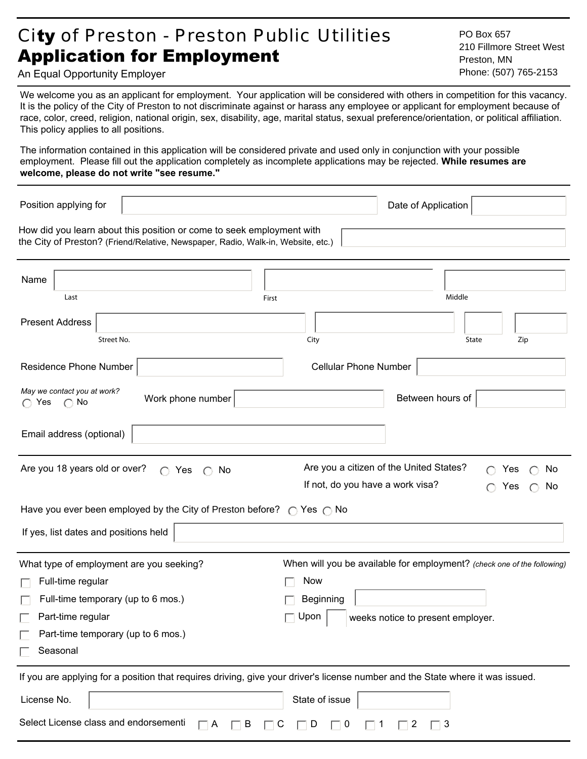# City of Preston - Preston Public Utilities

# Application for Employment

An Equal Opportunity Employer

PO Box 657
210 Fillmore Street West
Preston, MN
Phone: (507) 765-2153

We welcome you as an applicant for employment. Your application will be considered with others in competition for this vacancy. It is the policy of the City of Preston to not discriminate against or harass any employee or applicant for employment because of race, color, creed, religion, national origin, sex, disability, age, marital status, sexual preference/orientation, or political affiliation. This policy applies to all positions.

The information contained in this application will be considered private and used only in conjunction with your possible employment. Please fill out the application completely as incomplete applications may be rejected. **While resumes are welcome, please do not write "see resume."**

Position applying for ____________ Date of Application ____________

How did you learn about this position or come to seek employment with the City of Preston? (Friend/Relative, Newspaper, Radio, Walk-in, Website, etc.) ____________

Name ____________ ____________ ____________
Last First Middle

Present Address ____________ ____________ ____________ ____________
Street No. City State Zip

Residence Phone Number ____________ Cellular Phone Number ____________

*May we contact you at work?* ◯ Yes ◯ No Work phone number ____________ Between hours of ____________

Email address (optional) ____________

Are you 18 years old or over? ◯ Yes ◯ No

Are you a citizen of the United States? ◯ Yes ◯ No

If not, do you have a work visa? ◯ Yes ◯ No

Have you ever been employed by the City of Preston before? ◯ Yes ◯ No

If yes, list dates and positions held ____________

What type of employment are you seeking?

- ☐ Full-time regular
- ☐ Full-time temporary (up to 6 mos.)
- ☐ Part-time regular
- ☐ Part-time temporary (up to 6 mos.)
- ☐ Seasonal

When will you be available for employment? *(check one of the following)*

- ☐ Now
- ☐ Beginning ____________
- ☐ Upon ____ weeks notice to present employer.

If you are applying for a position that requires driving, give your driver's license number and the State where it was issued.

License No. ____________ State of issue ____________

Select License class and endorsementi ☐ A ☐ B ☐ C ☐ D ☐ 0 ☐ 1 ☐ 2 ☐ 3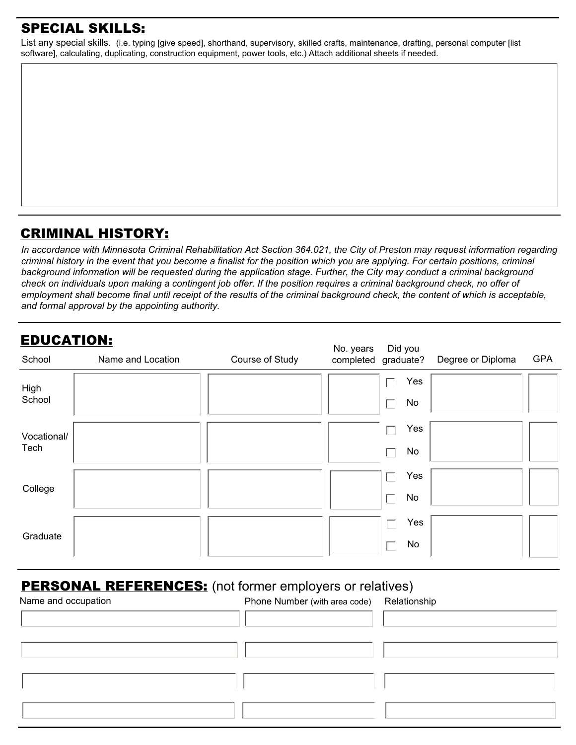## SPECIAL SKILLS:

List any special skills. (i.e. typing [give speed], shorthand, supervisory, skilled crafts, maintenance, drafting, personal computer [list software], calculating, duplicating, construction equipment, power tools, etc.) Attach additional sheets if needed.

## CRIMINAL HISTORY:

*In accordance with Minnesota Criminal Rehabilitation Act Section 364.021, the City of Preston may request information regarding criminal history in the event that you become a finalist for the position which you are applying. For certain positions, criminal background information will be requested during the application stage. Further, the City may conduct a criminal background check on individuals upon making a contingent job offer. If the position requires a criminal background check, no offer of employment shall become final until receipt of the results of the criminal background check, the content of which is acceptable, and formal approval by the appointing authority.*

## EDUCATION:

| School | Name and Location | Course of Study | No. years completed | Did you graduate? | Degree or Diploma | GPA |
|---|---|---|---|---|---|---|
| High School | | | | ☐ Yes ☐ No | | |
| Vocational/ Tech | | | | ☐ Yes ☐ No | | |
| College | | | | ☐ Yes ☐ No | | |
| Graduate | | | | ☐ Yes ☐ No | | |

## PERSONAL REFERENCES: (not former employers or relatives)

| Name and occupation | Phone Number (with area code) | Relationship |
|---|---|---|
| | | |
| | | |
| | | |
| | | |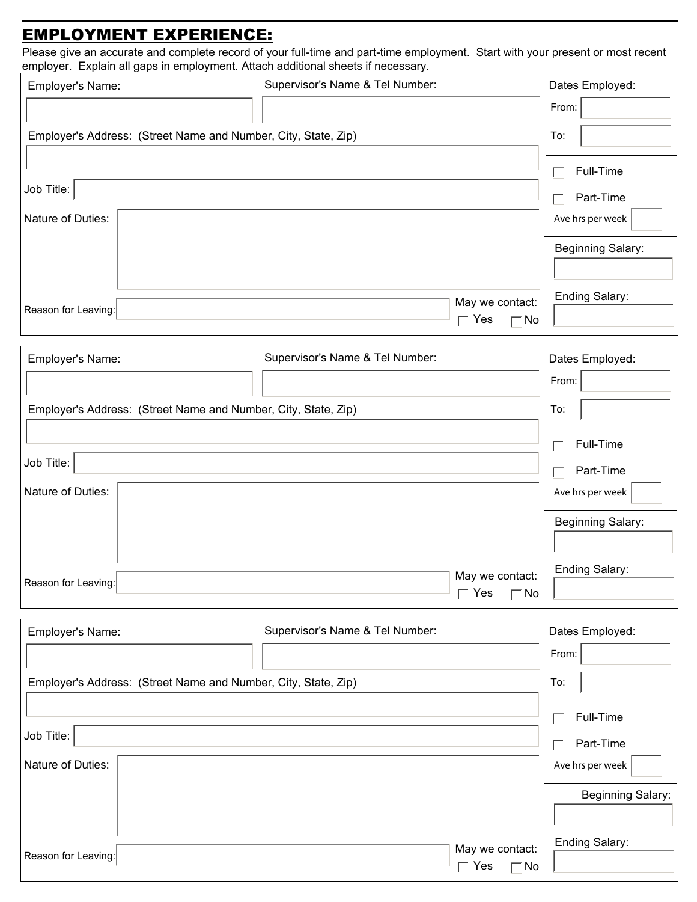## EMPLOYMENT EXPERIENCE:

Please give an accurate and complete record of your full-time and part-time employment. Start with your present or most recent employer. Explain all gaps in employment. Attach additional sheets if necessary.

| Employer's Name: | Supervisor's Name & Tel Number: | Dates Employed: From: To: |
|---|---|---|
| Employer's Address: (Street Name and Number, City, State, Zip) | | ☐ Full-Time ☐ Part-Time Ave hrs per week |
| Job Title: | | |
| Nature of Duties: | | Beginning Salary: |
| Reason for Leaving: | May we contact: ☐ Yes ☐ No | Ending Salary: |

| Employer's Name: | Supervisor's Name & Tel Number: | Dates Employed: From: To: |
|---|---|---|
| Employer's Address: (Street Name and Number, City, State, Zip) | | ☐ Full-Time ☐ Part-Time Ave hrs per week |
| Job Title: | | |
| Nature of Duties: | | Beginning Salary: |
| Reason for Leaving: | May we contact: ☐ Yes ☐ No | Ending Salary: |

| Employer's Name: | Supervisor's Name & Tel Number: | Dates Employed: From: To: |
|---|---|---|
| Employer's Address: (Street Name and Number, City, State, Zip) | | ☐ Full-Time ☐ Part-Time Ave hrs per week |
| Job Title: | | |
| Nature of Duties: | | Beginning Salary: |
| Reason for Leaving: | May we contact: ☐ Yes ☐ No | Ending Salary: |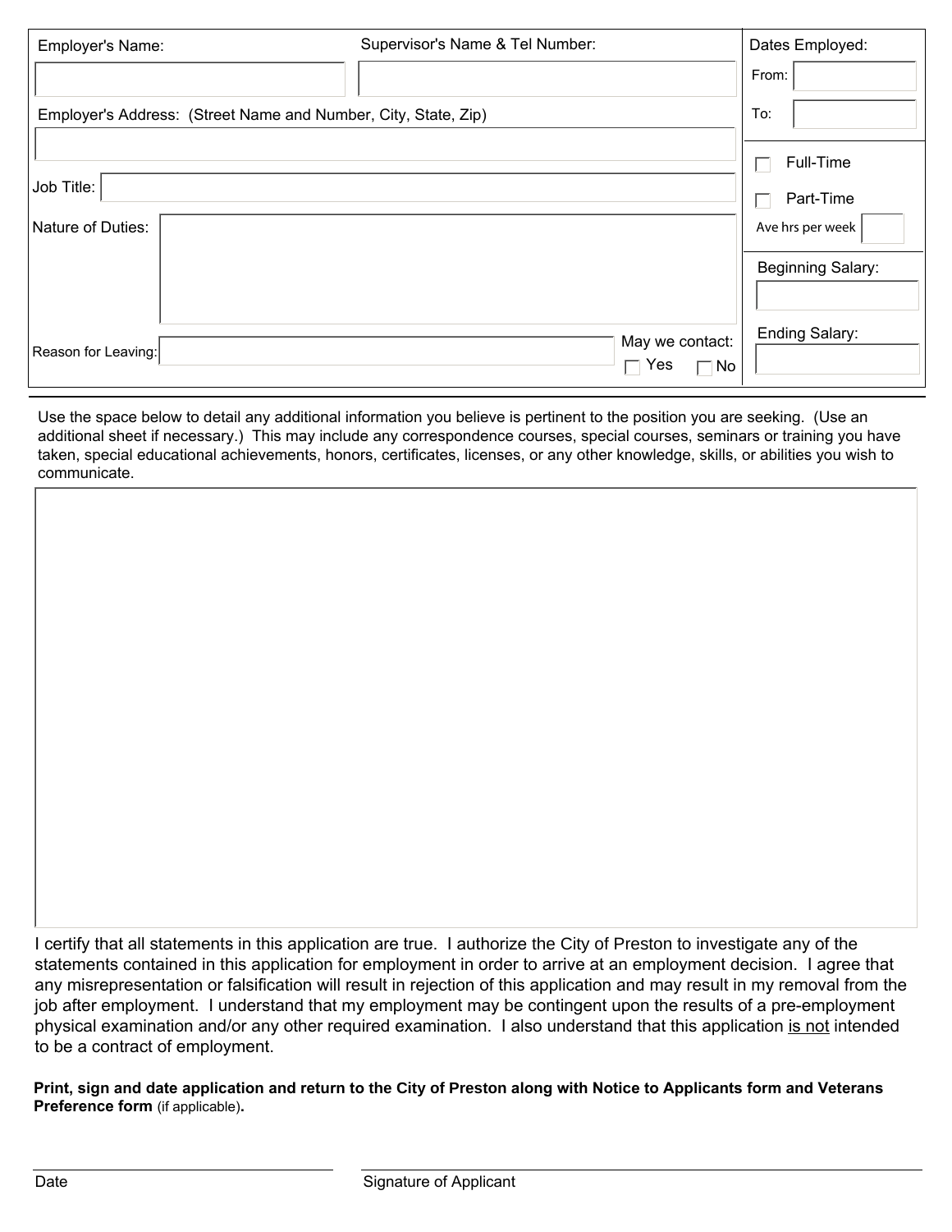| Employer's Name: | Supervisor's Name & Tel Number: | Dates Employed: |
|---|---|---|
| | | From: |
| Employer's Address: (Street Name and Number, City, State, Zip) | | To: |
| | | ☐ Full-Time |
| Job Title: | | ☐ Part-Time |
| | | Ave hrs per week |
| Nature of Duties: | | Beginning Salary: |
| Reason for Leaving: | May we contact: ☐ Yes ☐ No | Ending Salary: |

Use the space below to detail any additional information you believe is pertinent to the position you are seeking. (Use an additional sheet if necessary.) This may include any correspondence courses, special courses, seminars or training you have taken, special educational achievements, honors, certificates, licenses, or any other knowledge, skills, or abilities you wish to communicate.

I certify that all statements in this application are true. I authorize the City of Preston to investigate any of the statements contained in this application for employment in order to arrive at an employment decision. I agree that any misrepresentation or falsification will result in rejection of this application and may result in my removal from the job after employment. I understand that my employment may be contingent upon the results of a pre-employment physical examination and/or any other required examination. I also understand that this application is not intended to be a contract of employment.

**Print, sign and date application and return to the City of Preston along with Notice to Applicants form and Veterans Preference form** (if applicable)**.**

Date

Signature of Applicant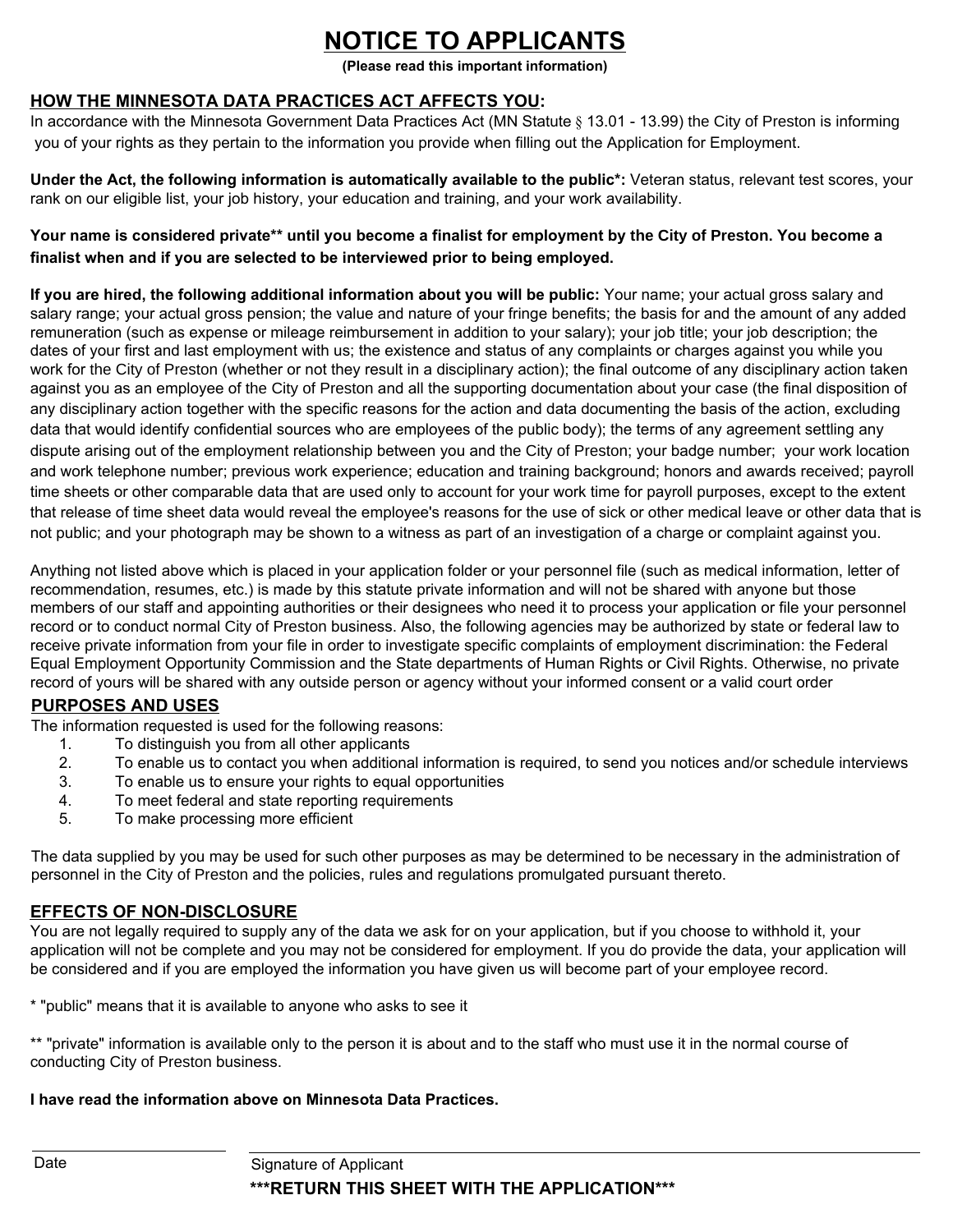# NOTICE TO APPLICANTS

**(Please read this important information)**

## HOW THE MINNESOTA DATA PRACTICES ACT AFFECTS YOU:

In accordance with the Minnesota Government Data Practices Act (MN Statute § 13.01 - 13.99) the City of Preston is informing you of your rights as they pertain to the information you provide when filling out the Application for Employment.

**Under the Act, the following information is automatically available to the public*:** Veteran status, relevant test scores, your rank on our eligible list, your job history, your education and training, and your work availability.

**Your name is considered private** until you become a finalist for employment by the City of Preston. You become a finalist when and if you are selected to be interviewed prior to being employed.**

**If you are hired, the following additional information about you will be public:** Your name; your actual gross salary and salary range; your actual gross pension; the value and nature of your fringe benefits; the basis for and the amount of any added remuneration (such as expense or mileage reimbursement in addition to your salary); your job title; your job description; the dates of your first and last employment with us; the existence and status of any complaints or charges against you while you work for the City of Preston (whether or not they result in a disciplinary action); the final outcome of any disciplinary action taken against you as an employee of the City of Preston and all the supporting documentation about your case (the final disposition of any disciplinary action together with the specific reasons for the action and data documenting the basis of the action, excluding data that would identify confidential sources who are employees of the public body); the terms of any agreement settling any dispute arising out of the employment relationship between you and the City of Preston; your badge number; your work location and work telephone number; previous work experience; education and training background; honors and awards received; payroll time sheets or other comparable data that are used only to account for your work time for payroll purposes, except to the extent that release of time sheet data would reveal the employee's reasons for the use of sick or other medical leave or other data that is not public; and your photograph may be shown to a witness as part of an investigation of a charge or complaint against you.

Anything not listed above which is placed in your application folder or your personnel file (such as medical information, letter of recommendation, resumes, etc.) is made by this statute private information and will not be shared with anyone but those members of our staff and appointing authorities or their designees who need it to process your application or file your personnel record or to conduct normal City of Preston business. Also, the following agencies may be authorized by state or federal law to receive private information from your file in order to investigate specific complaints of employment discrimination: the Federal Equal Employment Opportunity Commission and the State departments of Human Rights or Civil Rights. Otherwise, no private record of yours will be shared with any outside person or agency without your informed consent or a valid court order

## PURPOSES AND USES

The information requested is used for the following reasons:

1. To distinguish you from all other applicants
2. To enable us to contact you when additional information is required, to send you notices and/or schedule interviews
3. To enable us to ensure your rights to equal opportunities
4. To meet federal and state reporting requirements
5. To make processing more efficient

The data supplied by you may be used for such other purposes as may be determined to be necessary in the administration of personnel in the City of Preston and the policies, rules and regulations promulgated pursuant thereto.

## EFFECTS OF NON-DISCLOSURE

You are not legally required to supply any of the data we ask for on your application, but if you choose to withhold it, your application will not be complete and you may not be considered for employment. If you do provide the data, your application will be considered and if you are employed the information you have given us will become part of your employee record.

* "public" means that it is available to anyone who asks to see it

** "private" information is available only to the person it is about and to the staff who must use it in the normal course of conducting City of Preston business.

**I have read the information above on Minnesota Data Practices.**

\_\_\_\_\_\_\_\_\_\_\_\_\_\_\_\_\_\_\_\_ \_\_\_\_\_\_\_\_\_\_\_\_\_\_\_\_\_\_\_\_\_\_\_\_\_\_\_\_\_\_\_\_\_\_\_\_\_\_

Date Signature of Applicant

**\*\*\*RETURN THIS SHEET WITH THE APPLICATION\*\*\***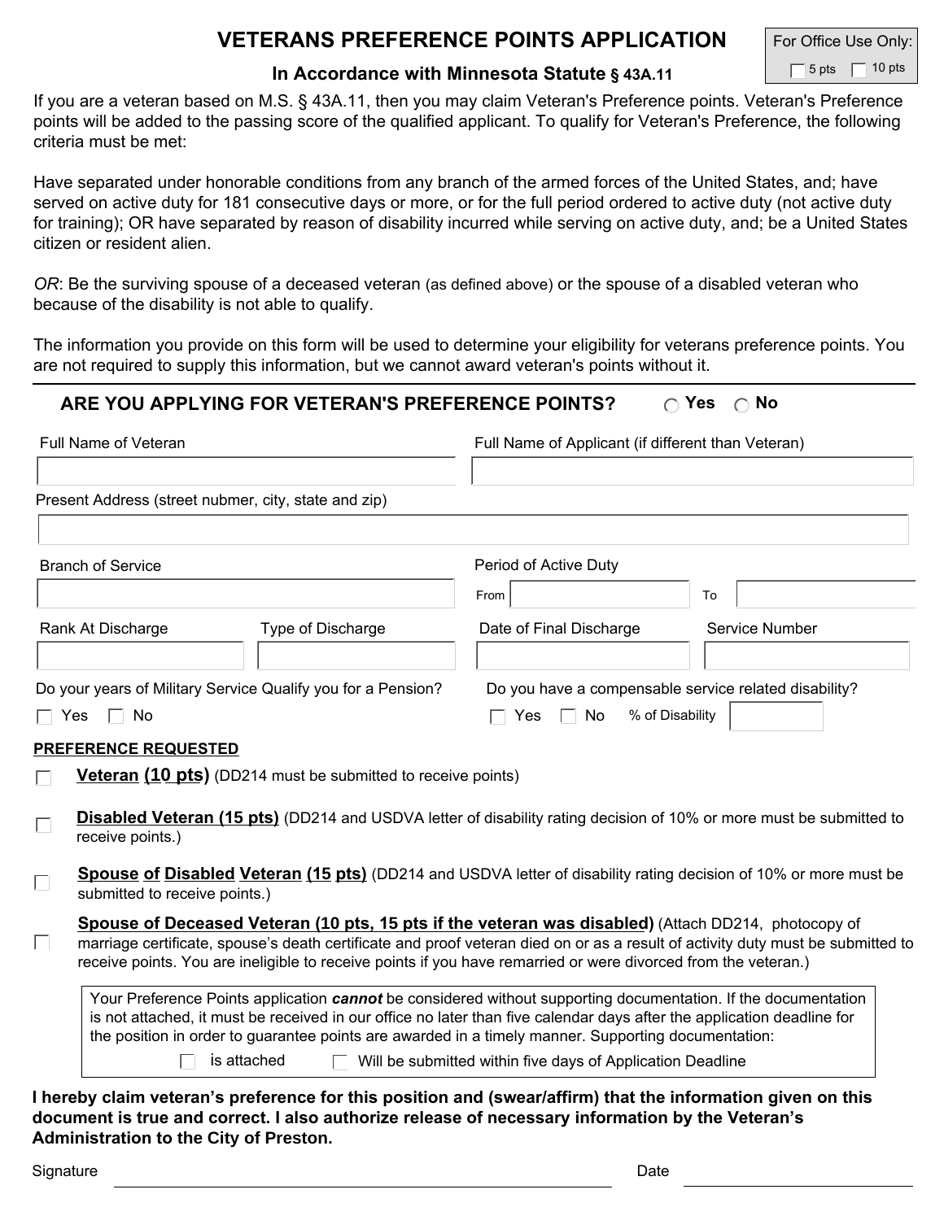# VETERANS PREFERENCE POINTS APPLICATION

### In Accordance with Minnesota Statute § 43A.11

For Office Use Only: ☐ 5 pts ☐ 10 pts

If you are a veteran based on M.S. § 43A.11, then you may claim Veteran's Preference points. Veteran's Preference points will be added to the passing score of the qualified applicant. To qualify for Veteran's Preference, the following criteria must be met:

Have separated under honorable conditions from any branch of the armed forces of the United States, and; have served on active duty for 181 consecutive days or more, or for the full period ordered to active duty (not active duty for training); OR have separated by reason of disability incurred while serving on active duty, and; be a United States citizen or resident alien.

*OR*: Be the surviving spouse of a deceased veteran (as defined above) or the spouse of a disabled veteran who because of the disability is not able to qualify.

The information you provide on this form will be used to determine your eligibility for veterans preference points. You are not required to supply this information, but we cannot award veteran's points without it.

---

**ARE YOU APPLYING FOR VETERAN'S PREFERENCE POINTS?** ○ Yes ○ No

Full Name of Veteran: ____________________

Full Name of Applicant (if different than Veteran): ____________________

Present Address (street nubmer, city, state and zip): ____________________

Branch of Service: ____________________

Period of Active Duty: From ____________ To ____________

Rank At Discharge: ____________

Type of Discharge: ____________

Date of Final Discharge: ____________

Service Number: ____________

Do your years of Military Service Qualify you for a Pension? ☐ Yes ☐ No

Do you have a compensable service related disability? ☐ Yes ☐ No % of Disability ____________

**PREFERENCE REQUESTED**

☐ **Veteran (10 pts)** (DD214 must be submitted to receive points)

☐ **Disabled Veteran (15 pts)** (DD214 and USDVA letter of disability rating decision of 10% or more must be submitted to receive points.)

☐ **Spouse of Disabled Veteran (15 pts)** (DD214 and USDVA letter of disability rating decision of 10% or more must be submitted to receive points.)

☐ **Spouse of Deceased Veteran (10 pts, 15 pts if the veteran was disabled)** (Attach DD214, photocopy of marriage certificate, spouse's death certificate and proof veteran died on or as a result of activity duty must be submitted to receive points. You are ineligible to receive points if you have remarried or were divorced from the veteran.)

Your Preference Points application ***cannot*** be considered without supporting documentation. If the documentation is not attached, it must be received in our office no later than five calendar days after the application deadline for the position in order to guarantee points are awarded in a timely manner. Supporting documentation:

☐ is attached ☐ Will be submitted within five days of Application Deadline

**I hereby claim veteran's preference for this position and (swear/affirm) that the information given on this document is true and correct. I also authorize release of necessary information by the Veteran's Administration to the City of Preston.**

Signature ______________________________ Date ______________